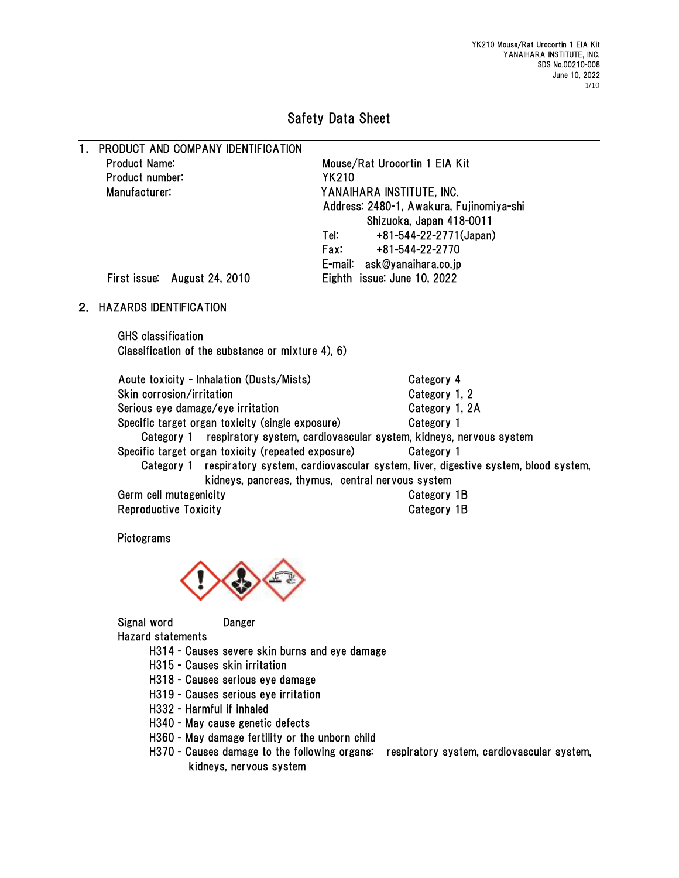# Safety Data Sheet

## 1. PRODUCT AND COMPANY IDENTIFICATION

| | |
|---|---|
| Product Name: | Mouse/Rat Urocortin 1 EIA Kit |
| Product number: | YK210 |
| Manufacturer: | YANAIHARA INSTITUTE, INC. |
| | Address: 2480-1, Awakura, Fujinomiya-shi Shizuoka, Japan 418-0011 |
| | Tel: +81-544-22-2771(Japan) |
| | Fax: +81-544-22-2770 |
| | E-mail: ask@yanaihara.co.jp |
| First issue: August 24, 2010 | Eighth issue: June 10, 2022 |

## 2. HAZARDS IDENTIFICATION

GHS classification

Classification of the substance or mixture 4), 6)

| | |
|---|---|
| Acute toxicity - Inhalation (Dusts/Mists) | Category 4 |
| Skin corrosion/irritation | Category 1, 2 |
| Serious eye damage/eye irritation | Category 1, 2A |
| Specific target organ toxicity (single exposure) | Category 1 |

Category 1 respiratory system, cardiovascular system, kidneys, nervous system

| | |
|---|---|
| Specific target organ toxicity (repeated exposure) | Category 1 |

Category 1 respiratory system, cardiovascular system, liver, digestive system, blood system, kidneys, pancreas, thymus, central nervous system

| | |
|---|---|
| Germ cell mutagenicity | Category 1B |
| Reproductive Toxicity | Category 1B |

Pictograms

Signal word Danger

Hazard statements

- H314 - Causes severe skin burns and eye damage
- H315 - Causes skin irritation
- H318 - Causes serious eye damage
- H319 - Causes serious eye irritation
- H332 - Harmful if inhaled
- H340 - May cause genetic defects
- H360 - May damage fertility or the unborn child
- H370 - Causes damage to the following organs: respiratory system, cardiovascular system, kidneys, nervous system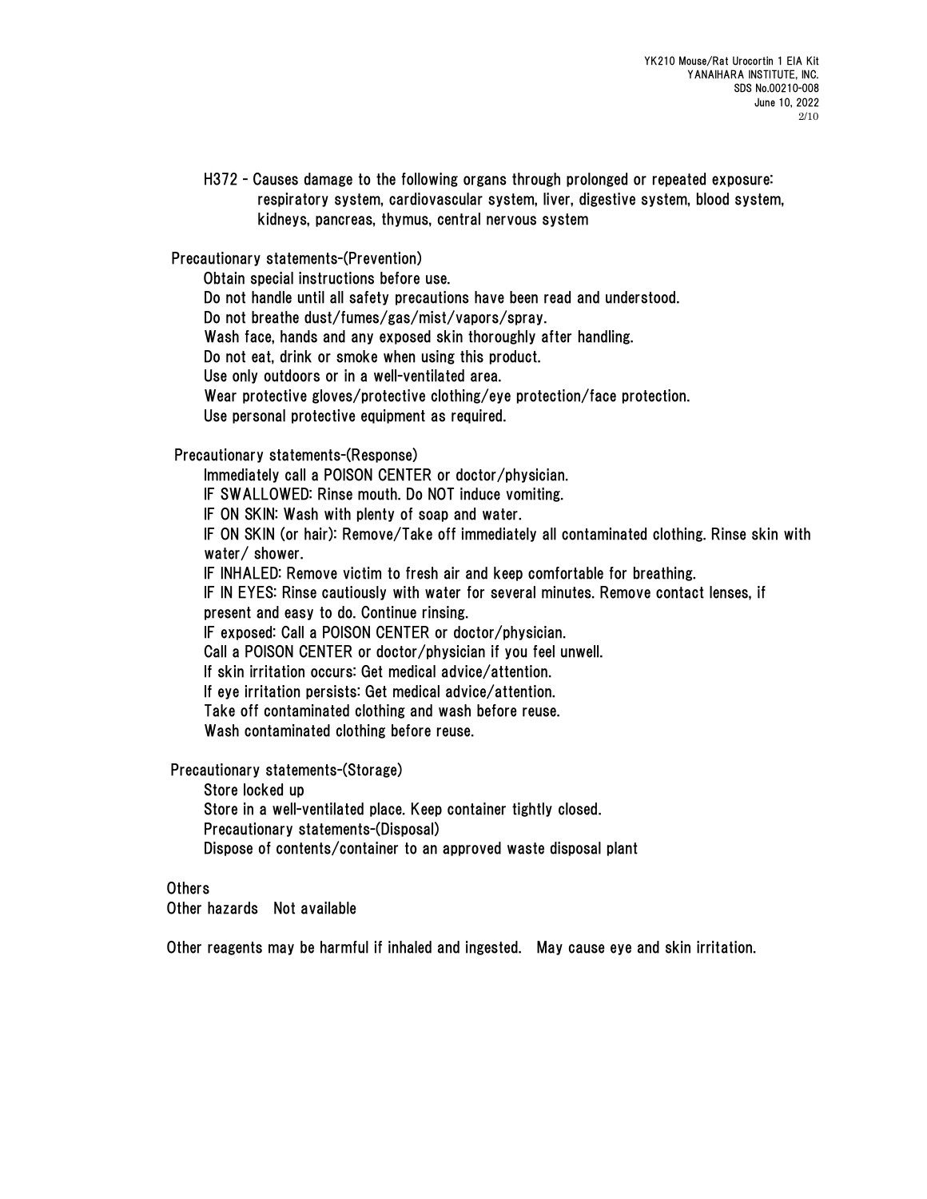H372 - Causes damage to the following organs through prolonged or repeated exposure: respiratory system, cardiovascular system, liver, digestive system, blood system, kidneys, pancreas, thymus, central nervous system

Precautionary statements-(Prevention)

Obtain special instructions before use.
Do not handle until all safety precautions have been read and understood.
Do not breathe dust/fumes/gas/mist/vapors/spray.
Wash face, hands and any exposed skin thoroughly after handling.
Do not eat, drink or smoke when using this product.
Use only outdoors or in a well-ventilated area.
Wear protective gloves/protective clothing/eye protection/face protection.
Use personal protective equipment as required.

Precautionary statements-(Response)

Immediately call a POISON CENTER or doctor/physician.
IF SWALLOWED: Rinse mouth. Do NOT induce vomiting.
IF ON SKIN: Wash with plenty of soap and water.
IF ON SKIN (or hair): Remove/Take off immediately all contaminated clothing. Rinse skin with water/ shower.
IF INHALED: Remove victim to fresh air and keep comfortable for breathing.
IF IN EYES: Rinse cautiously with water for several minutes. Remove contact lenses, if present and easy to do. Continue rinsing.
IF exposed: Call a POISON CENTER or doctor/physician.
Call a POISON CENTER or doctor/physician if you feel unwell.
If skin irritation occurs: Get medical advice/attention.
If eye irritation persists: Get medical advice/attention.
Take off contaminated clothing and wash before reuse.
Wash contaminated clothing before reuse.

Precautionary statements-(Storage)

Store locked up
Store in a well-ventilated place. Keep container tightly closed.
Precautionary statements-(Disposal)
Dispose of contents/container to an approved waste disposal plant

Others
Other hazards　Not available

Other reagents may be harmful if inhaled and ingested.　May cause eye and skin irritation.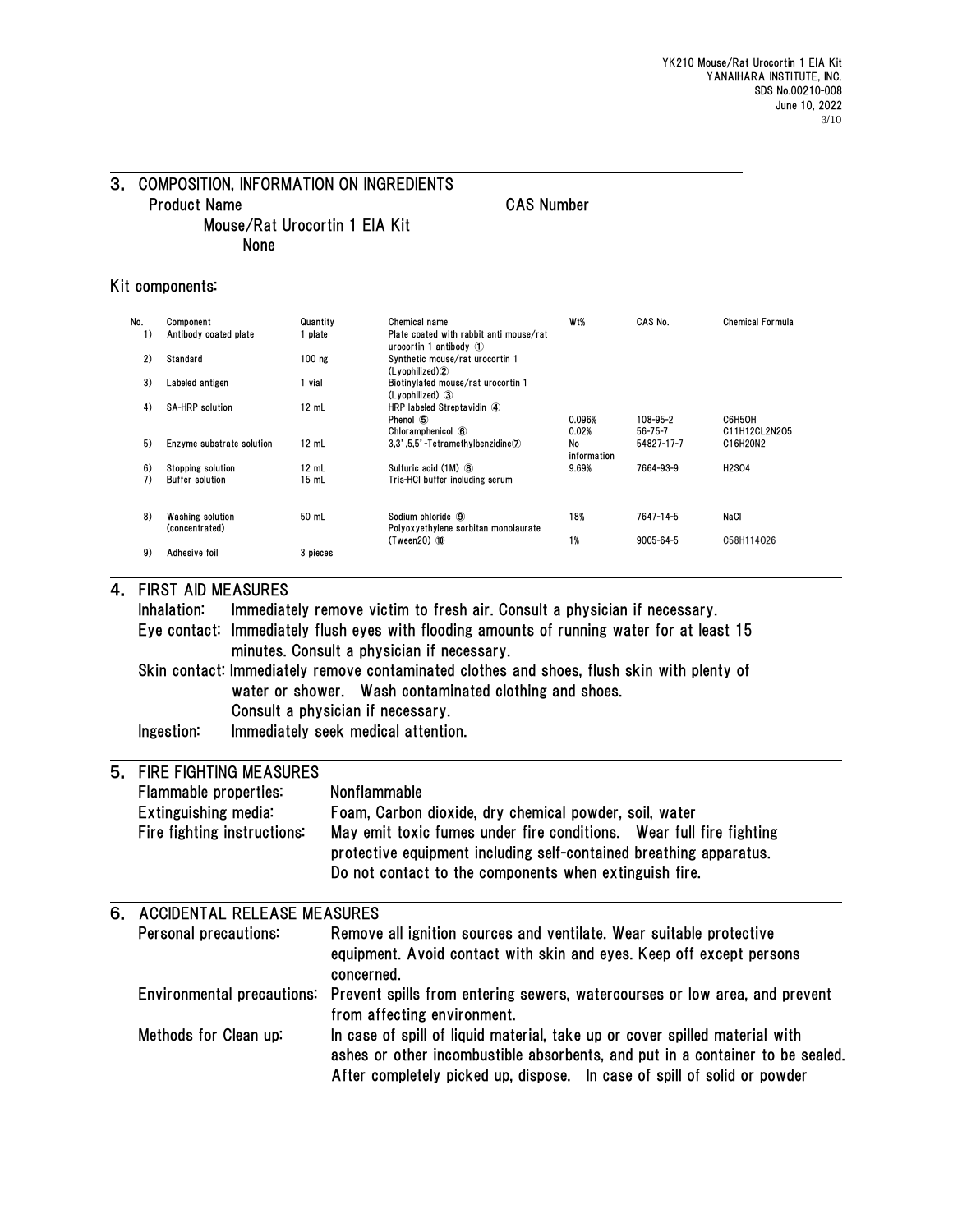## 3. COMPOSITION, INFORMATION ON INGREDIENTS

| Product Name | CAS Number |
|---|---|
| Mouse/Rat Urocortin 1 EIA Kit | None |

Kit components:

| No. | Component | Quantity | Chemical name | Wt% | CAS No. | Chemical Formula |
|---|---|---|---|---|---|---|
| 1) | Antibody coated plate | 1 plate | Plate coated with rabbit anti mouse/rat urocortin 1 antibody ① | | | |
| 2) | Standard | 100 ng | Synthetic mouse/rat urocortin 1 (Lyophilized)② | | | |
| 3) | Labeled antigen | 1 vial | Biotinylated mouse/rat urocortin 1 (Lyophilized) ③ | | | |
| 4) | SA-HRP solution | 12 mL | HRP labeled Streptavidin ④ | | | |
| | | | Phenol ⑤ | 0.096% | 108-95-2 | $C_6H_5OH$ |
| | | | Chloramphenicol ⑥ | 0.02% | 56-75-7 | $C_{11}H_{12}Cl_2N_2O_5$ |
| 5) | Enzyme substrate solution | 12 mL | 3,3',5,5'-Tetramethylbenzidine⑦ | No information | 54827-17-7 | $C_{16}H_{20}N_2$ |
| 6) | Stopping solution | 12 mL | Sulfuric acid (1M) ⑧ | 9.69% | 7664-93-9 | $H_2SO_4$ |
| 7) | Buffer solution | 15 mL | Tris-HCl buffer including serum | | | |
| 8) | Washing solution (concentrated) | 50 mL | Sodium chloride ⑨ | 18% | 7647-14-5 | NaCl |
| | | | Polyoxyethylene sorbitan monolaurate (Tween20) ⑩ | 1% | 9005-64-5 | $C_{58}H_{114}O_{26}$ |
| 9) | Adhesive foil | 3 pieces | | | | |

## 4. FIRST AID MEASURES

Inhalation: Immediately remove victim to fresh air. Consult a physician if necessary.

Eye contact: Immediately flush eyes with flooding amounts of running water for at least 15 minutes. Consult a physician if necessary.

Skin contact: Immediately remove contaminated clothes and shoes, flush skin with plenty of water or shower. Wash contaminated clothing and shoes. Consult a physician if necessary.

Ingestion: Immediately seek medical attention.

## 5. FIRE FIGHTING MEASURES

Flammable properties: Nonflammable

Extinguishing media: Foam, Carbon dioxide, dry chemical powder, soil, water

Fire fighting instructions: May emit toxic fumes under fire conditions. Wear full fire fighting protective equipment including self-contained breathing apparatus. Do not contact to the components when extinguish fire.

## 6. ACCIDENTAL RELEASE MEASURES

Personal precautions: Remove all ignition sources and ventilate. Wear suitable protective equipment. Avoid contact with skin and eyes. Keep off except persons concerned.

Environmental precautions: Prevent spills from entering sewers, watercourses or low area, and prevent from affecting environment.

Methods for Clean up: In case of spill of liquid material, take up or cover spilled material with ashes or other incombustible absorbents, and put in a container to be sealed. After completely picked up, dispose. In case of spill of solid or powder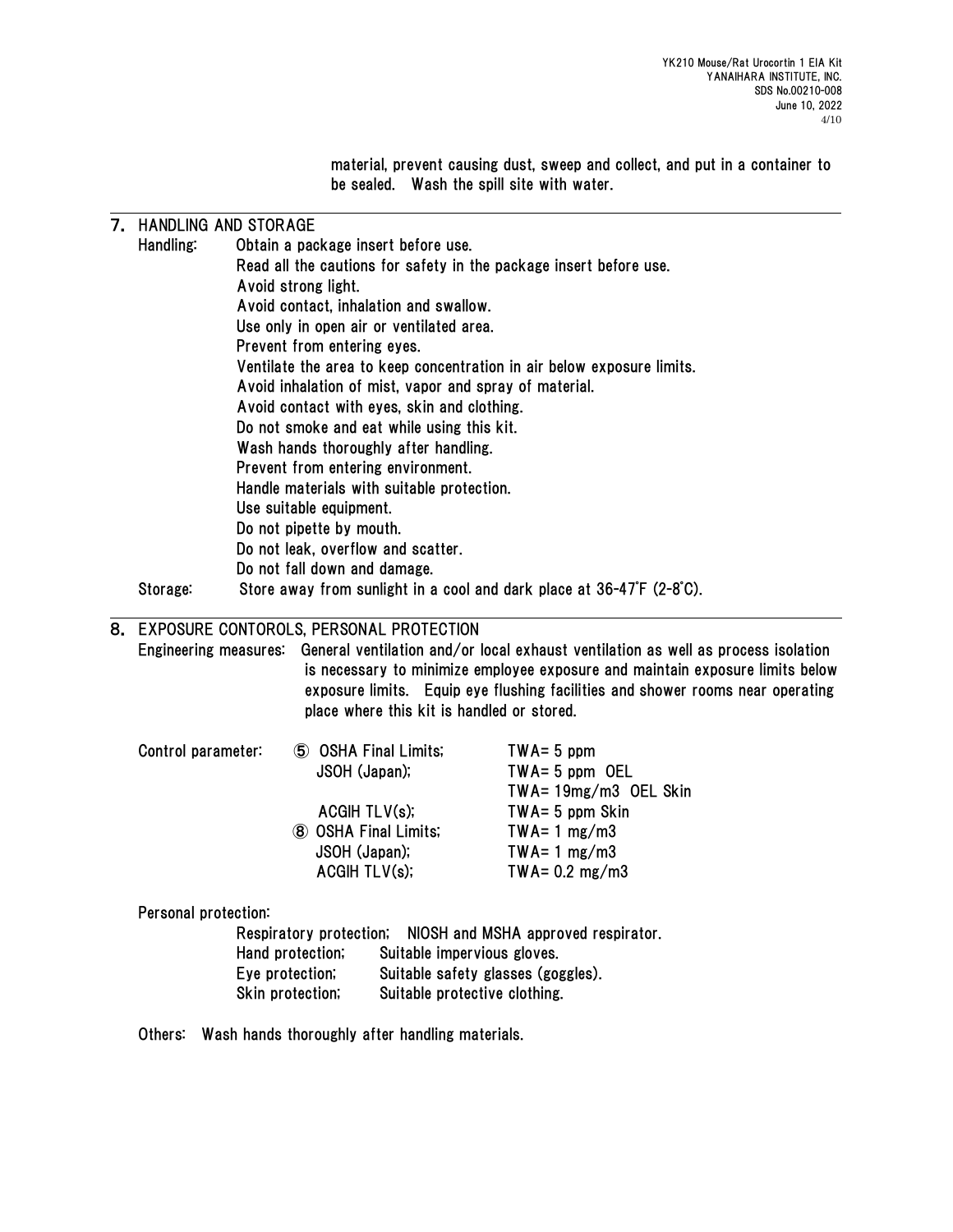material, prevent causing dust, sweep and collect, and put in a container to be sealed. Wash the spill site with water.

## 7. HANDLING AND STORAGE

Handling: Obtain a package insert before use.
Read all the cautions for safety in the package insert before use.
Avoid strong light.
Avoid contact, inhalation and swallow.
Use only in open air or ventilated area.
Prevent from entering eyes.
Ventilate the area to keep concentration in air below exposure limits.
Avoid inhalation of mist, vapor and spray of material.
Avoid contact with eyes, skin and clothing.
Do not smoke and eat while using this kit.
Wash hands thoroughly after handling.
Prevent from entering environment.
Handle materials with suitable protection.
Use suitable equipment.
Do not pipette by mouth.
Do not leak, overflow and scatter.
Do not fall down and damage.

Storage: Store away from sunlight in a cool and dark place at 36-47°F (2-8°C).

## 8. EXPOSURE CONTOROLS, PERSONAL PROTECTION

Engineering measures: General ventilation and/or local exhaust ventilation as well as process isolation is necessary to minimize employee exposure and maintain exposure limits below exposure limits. Equip eye flushing facilities and shower rooms near operating place where this kit is handled or stored.

Control parameter:

| | | |
|---|---|---|
| ⑤ | OSHA Final Limits; | TWA= 5 ppm |
| | JSOH (Japan); | TWA= 5 ppm OEL<br>TWA= 19mg/m3 OEL Skin |
| | ACGIH TLV(s); | TWA= 5 ppm Skin |
| ⑧ | OSHA Final Limits; | TWA= 1 mg/m3 |
| | JSOH (Japan); | TWA= 1 mg/m3 |
| | ACGIH TLV(s); | TWA= 0.2 mg/m3 |

Personal protection:

Respiratory protection; NIOSH and MSHA approved respirator.
Hand protection; Suitable impervious gloves.
Eye protection; Suitable safety glasses (goggles).
Skin protection; Suitable protective clothing.

Others: Wash hands thoroughly after handling materials.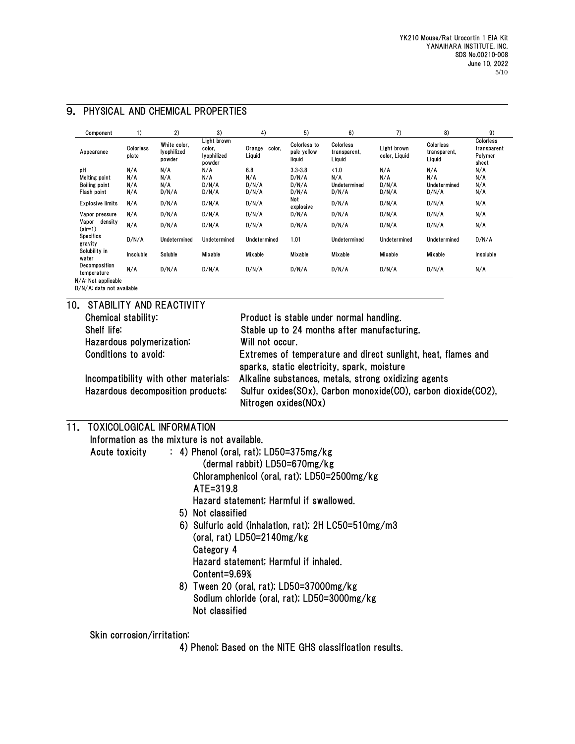## 9. PHYSICAL AND CHEMICAL PROPERTIES

| Component | 1) | 2) | 3) | 4) | 5) | 6) | 7) | 8) | 9) |
|---|---|---|---|---|---|---|---|---|---|
| Appearance | Colorless plate | White color, lyophilized powder | Light brown color, lyophilized powder | Orange color, Liquid | Colorless to pale yellow liquid | Colorless transparent, Liquid | Light brown color, Liquid | Colorless transparent, Liquid | Colorless transparent Polymer sheet |
| pH | N/A | N/A | N/A | 6.8 | 3.3-3.8 | <1.0 | N/A | N/A | N/A |
| Melting point | N/A | N/A | N/A | N/A | D/N/A | N/A | N/A | N/A | N/A |
| Boiling point | N/A | N/A | D/N/A | D/N/A | D/N/A | Undetermined | D/N/A | Undetermined | N/A |
| Flash point | N/A | D/N/A | D/N/A | D/N/A | D/N/A | D/N/A | D/N/A | D/N/A | N/A |
| Explosive limits | N/A | D/N/A | D/N/A | D/N/A | Not explosive | D/N/A | D/N/A | D/N/A | N/A |
| Vapor pressure | N/A | D/N/A | D/N/A | D/N/A | D/N/A | D/N/A | D/N/A | D/N/A | N/A |
| Vapor density (air=1) | N/A | D/N/A | D/N/A | D/N/A | D/N/A | D/N/A | D/N/A | D/N/A | N/A |
| Specifics gravity | D/N/A | Undetermined | Undetermined | Undetermined | 1.01 | Undetermined | Undetermined | Undetermined | D/N/A |
| Solubility in water | Insoluble | Soluble | Mixable | Mixable | Mixable | Mixable | Mixable | Mixable | Insoluble |
| Decomposition temperature | N/A | D/N/A | D/N/A | D/N/A | D/N/A | D/N/A | D/N/A | D/N/A | N/A |

N/A: Not applicable
D/N/A: data not available

## 10. STABILITY AND REACTIVITY

Chemical stability: Product is stable under normal handling.
Shelf life: Stable up to 24 months after manufacturing.
Hazardous polymerization: Will not occur.
Conditions to avoid: Extremes of temperature and direct sunlight, heat, flames and sparks, static electricity, spark, moisture
Incompatibility with other materials: Alkaline substances, metals, strong oxidizing agents
Hazardous decomposition products: Sulfur oxides(SOx), Carbon monoxide(CO), carbon dioxide($CO_2$), Nitrogen oxides(NOx)

## 11. TOXICOLOGICAL INFORMATION

Information as the mixture is not available.

Acute toxicity :
4) Phenol (oral, rat); LD50=375mg/kg
(dermal rabbit) LD50=670mg/kg
Chloramphenicol (oral, rat); LD50=2500mg/kg
ATE=319.8
Hazard statement; Harmful if swallowed.
5) Not classified
6) Sulfuric acid (inhalation, rat); 2H LC50=510mg/m3
(oral, rat) LD50=2140mg/kg
Category 4
Hazard statement; Harmful if inhaled.
Content=9.69%
8) Tween 20 (oral, rat); LD50=37000mg/kg
Sodium chloride (oral, rat); LD50=3000mg/kg
Not classified

Skin corrosion/irritation:
4) Phenol; Based on the NITE GHS classification results.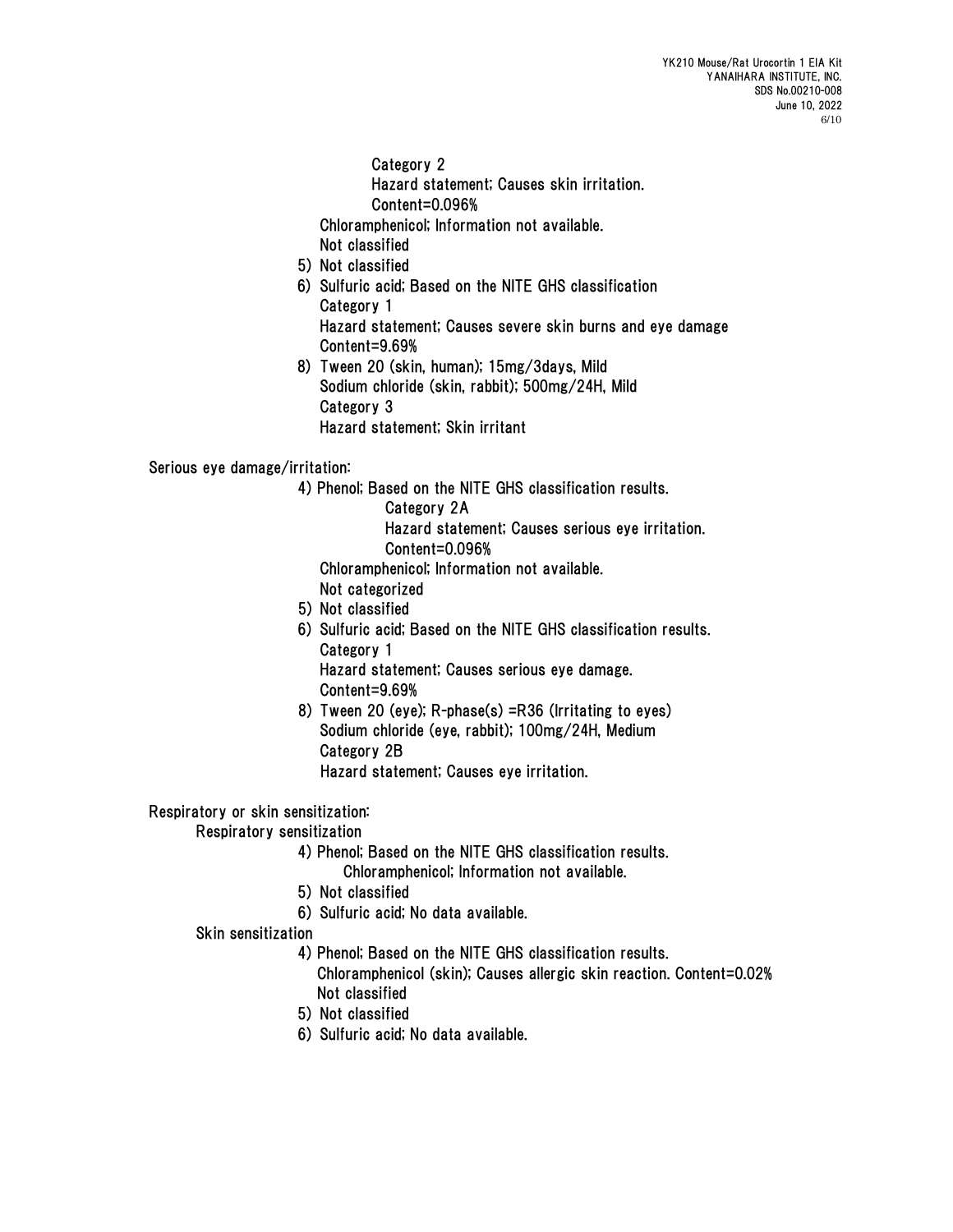Category 2
Hazard statement; Causes skin irritation.
Content=0.096%

Chloramphenicol; Information not available.
Not classified

5) Not classified

6) Sulfuric acid; Based on the NITE GHS classification
Category 1
Hazard statement; Causes severe skin burns and eye damage
Content=9.69%

8) Tween 20 (skin, human); 15mg/3days, Mild
Sodium chloride (skin, rabbit); 500mg/24H, Mild
Category 3
Hazard statement; Skin irritant

Serious eye damage/irritation:

4) Phenol; Based on the NITE GHS classification results.
Category 2A
Hazard statement; Causes serious eye irritation.
Content=0.096%

Chloramphenicol; Information not available.
Not categorized

5) Not classified

6) Sulfuric acid; Based on the NITE GHS classification results.
Category 1
Hazard statement; Causes serious eye damage.
Content=9.69%

8) Tween 20 (eye); R-phase(s) =R36 (Irritating to eyes)
Sodium chloride (eye, rabbit); 100mg/24H, Medium
Category 2B
Hazard statement; Causes eye irritation.

Respiratory or skin sensitization:

Respiratory sensitization

4) Phenol; Based on the NITE GHS classification results.
Chloramphenicol; Information not available.

5) Not classified

6) Sulfuric acid; No data available.

Skin sensitization

4) Phenol; Based on the NITE GHS classification results.
Chloramphenicol (skin); Causes allergic skin reaction. Content=0.02%
Not classified

5) Not classified

6) Sulfuric acid; No data available.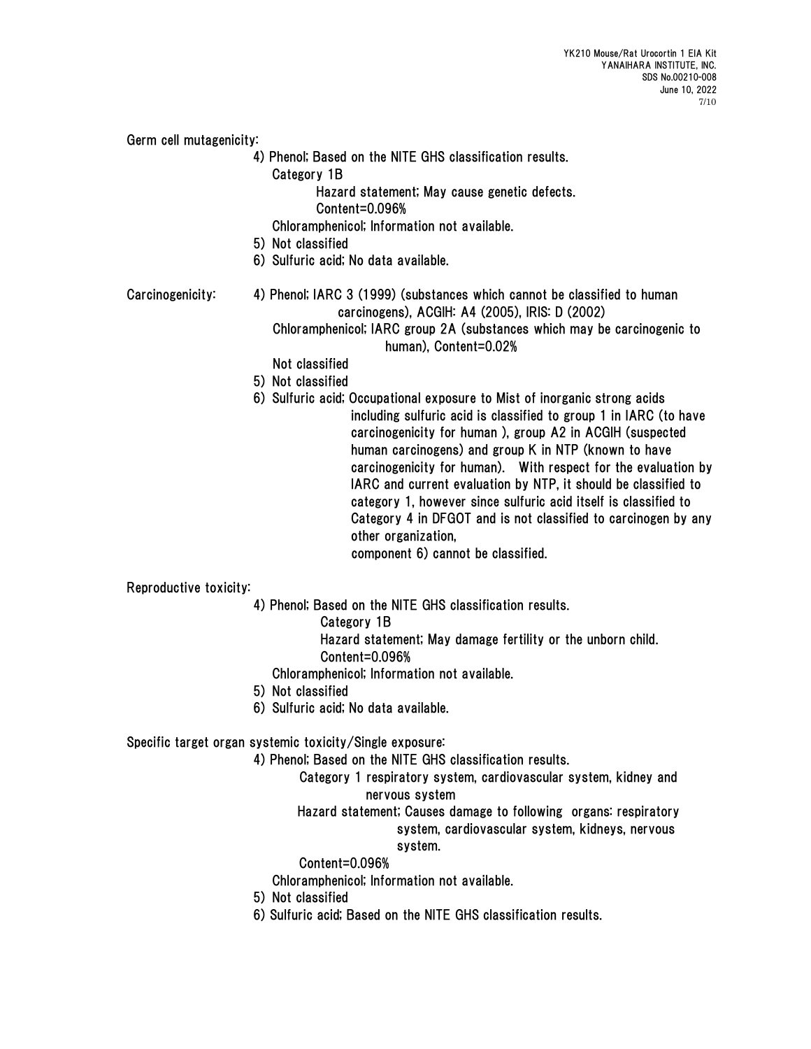Germ cell mutagenicity:

4) Phenol; Based on the NITE GHS classification results.
   Category 1B
   Hazard statement; May cause genetic defects.
   Content=0.096%
   Chloramphenicol; Information not available.
5) Not classified
6) Sulfuric acid; No data available.

Carcinogenicity:

4) Phenol; IARC 3 (1999) (substances which cannot be classified to human carcinogens), ACGIH: A4 (2005), IRIS: D (2002)
   Chloramphenicol; IARC group 2A (substances which may be carcinogenic to human), Content=0.02%
   Not classified
5) Not classified
6) Sulfuric acid; Occupational exposure to Mist of inorganic strong acids including sulfuric acid is classified to group 1 in IARC (to have carcinogenicity for human ), group A2 in ACGIH (suspected human carcinogens) and group K in NTP (known to have carcinogenicity for human). With respect for the evaluation by IARC and current evaluation by NTP, it should be classified to category 1, however since sulfuric acid itself is classified to Category 4 in DFGOT and is not classified to carcinogen by any other organization,
   component 6) cannot be classified.

Reproductive toxicity:

4) Phenol; Based on the NITE GHS classification results.
   Category 1B
   Hazard statement; May damage fertility or the unborn child.
   Content=0.096%
   Chloramphenicol; Information not available.
5) Not classified
6) Sulfuric acid; No data available.

Specific target organ systemic toxicity/Single exposure:

4) Phenol; Based on the NITE GHS classification results.
   Category 1 respiratory system, cardiovascular system, kidney and nervous system
   Hazard statement; Causes damage to following organs: respiratory system, cardiovascular system, kidneys, nervous system.
   Content=0.096%
   Chloramphenicol; Information not available.
5) Not classified
6) Sulfuric acid; Based on the NITE GHS classification results.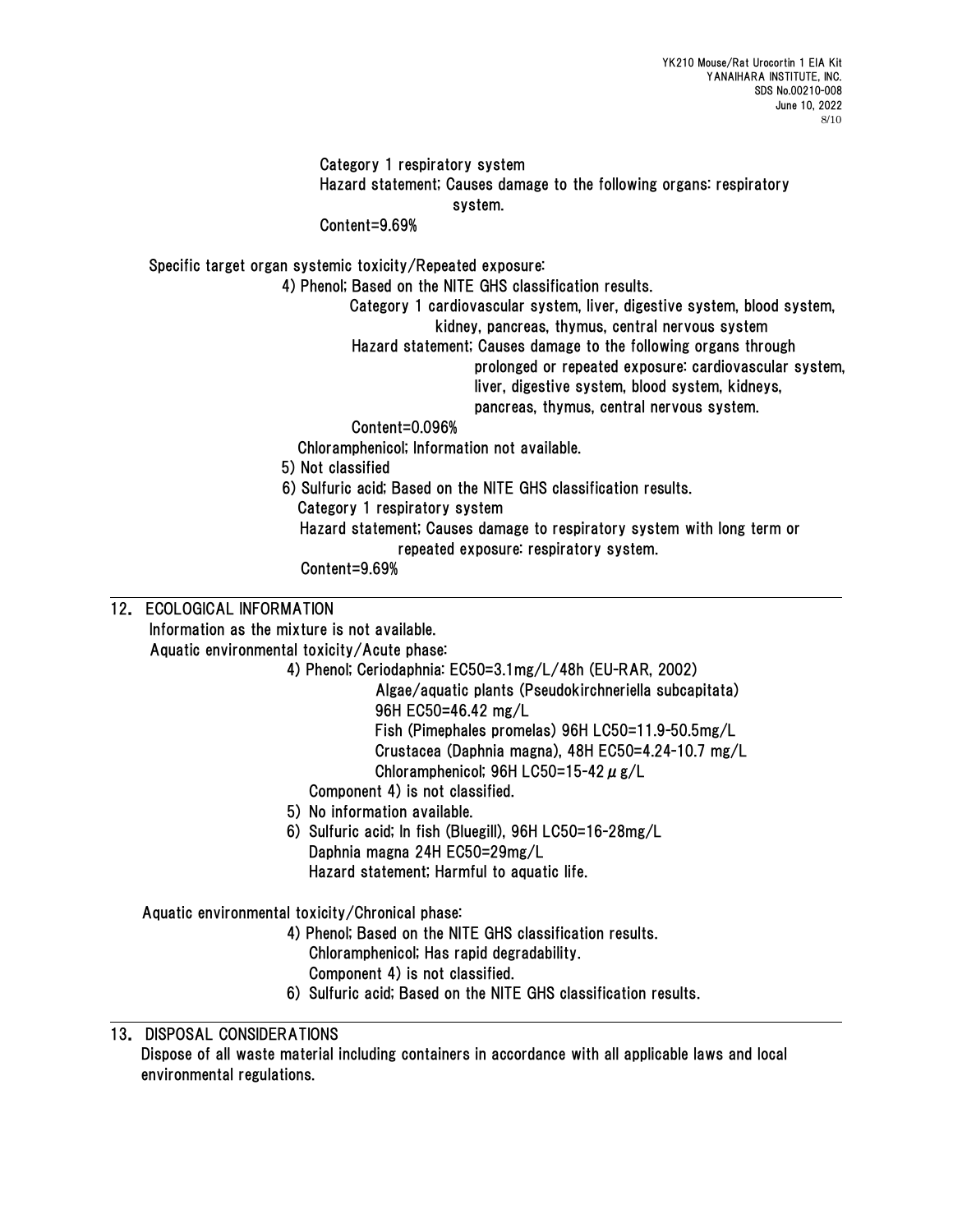Category 1 respiratory system

Hazard statement; Causes damage to the following organs: respiratory system.

Content=9.69%

Specific target organ systemic toxicity/Repeated exposure:

4) Phenol; Based on the NITE GHS classification results.

Category 1 cardiovascular system, liver, digestive system, blood system, kidney, pancreas, thymus, central nervous system

Hazard statement; Causes damage to the following organs through prolonged or repeated exposure: cardiovascular system, liver, digestive system, blood system, kidneys, pancreas, thymus, central nervous system.

Content=0.096%

Chloramphenicol; Information not available.

5) Not classified

6) Sulfuric acid; Based on the NITE GHS classification results.

Category 1 respiratory system

Hazard statement; Causes damage to respiratory system with long term or repeated exposure: respiratory system.

Content=9.69%

## 12. ECOLOGICAL INFORMATION

Information as the mixture is not available.

Aquatic environmental toxicity/Acute phase:

4) Phenol; Ceriodaphnia: EC50=3.1mg/L/48h (EU-RAR, 2002)

Algae/aquatic plants (Pseudokirchneriella subcapitata) 96H EC50=46.42 mg/L

Fish (Pimephales promelas) 96H LC50=11.9-50.5mg/L

Crustacea (Daphnia magna), 48H EC50=4.24-10.7 mg/L

Chloramphenicol; 96H LC50=15-42 μg/L

Component 4) is not classified.

5) No information available.

6) Sulfuric acid; In fish (Bluegill), 96H LC50=16-28mg/L

Daphnia magna 24H EC50=29mg/L

Hazard statement; Harmful to aquatic life.

Aquatic environmental toxicity/Chronical phase:

4) Phenol; Based on the NITE GHS classification results.

Chloramphenicol; Has rapid degradability.

Component 4) is not classified.

6) Sulfuric acid; Based on the NITE GHS classification results.

## 13. DISPOSAL CONSIDERATIONS

Dispose of all waste material including containers in accordance with all applicable laws and local environmental regulations.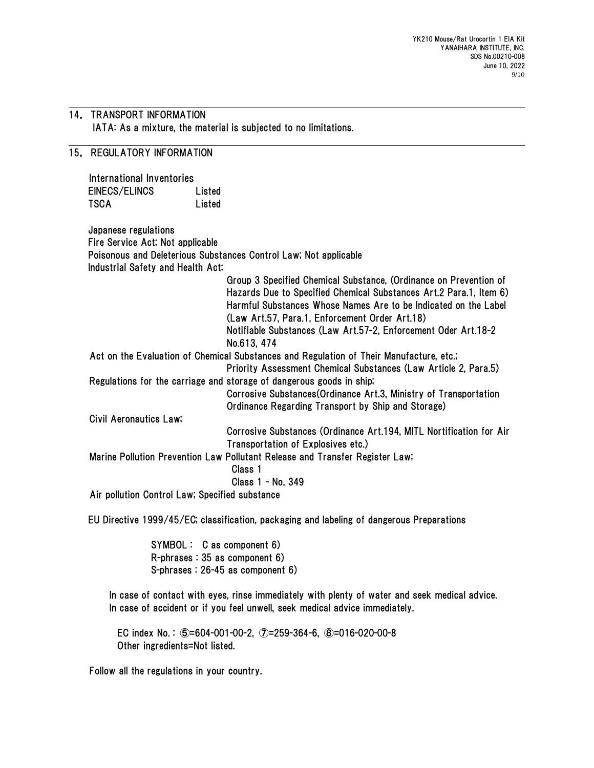## 14. TRANSPORT INFORMATION

IATA: As a mixture, the material is subjected to no limitations.

## 15. REGULATORY INFORMATION

International Inventories

| | |
|---|---|
| EINECS/ELINCS | Listed |
| TSCA | Listed |

Japanese regulations

Fire Service Act; Not applicable

Poisonous and Deleterious Substances Control Law; Not applicable

Industrial Safety and Health Act;

Group 3 Specified Chemical Substance, (Ordinance on Prevention of Hazards Due to Specified Chemical Substances Art.2 Para.1, Item 6)
Harmful Substances Whose Names Are to be Indicated on the Label (Law Art.57, Para.1, Enforcement Order Art.18)
Notifiable Substances (Law Art.57-2, Enforcement Oder Art.18-2 No.613, 474

Act on the Evaluation of Chemical Substances and Regulation of Their Manufacture, etc.;

Priority Assessment Chemical Substances (Law Article 2, Para.5)

Regulations for the carriage and storage of dangerous goods in ship;

Corrosive Substances(Ordinance Art.3, Ministry of Transportation Ordinance Regarding Transport by Ship and Storage)

Civil Aeronautics Law;

Corrosive Substances (Ordinance Art.194, MITL Nortification for Air Transportation of Explosives etc.)

Marine Pollution Prevention Law Pollutant Release and Transfer Register Law;

Class 1
Class 1 - No. 349

Air pollution Control Law; Specified substance

EU Directive 1999/45/EC; classification, packaging and labeling of dangerous Preparations

SYMBOL : C as component 6)
R-phrases : 35 as component 6)
S-phrases : 26-45 as component 6)

In case of contact with eyes, rinse immediately with plenty of water and seek medical advice.
In case of accident or if you feel unwell, seek medical advice immediately.

EC index No. : ⑤=604-001-00-2, ⑦=259-364-6, ⑧=016-020-00-8
Other ingredients=Not listed.

Follow all the regulations in your country.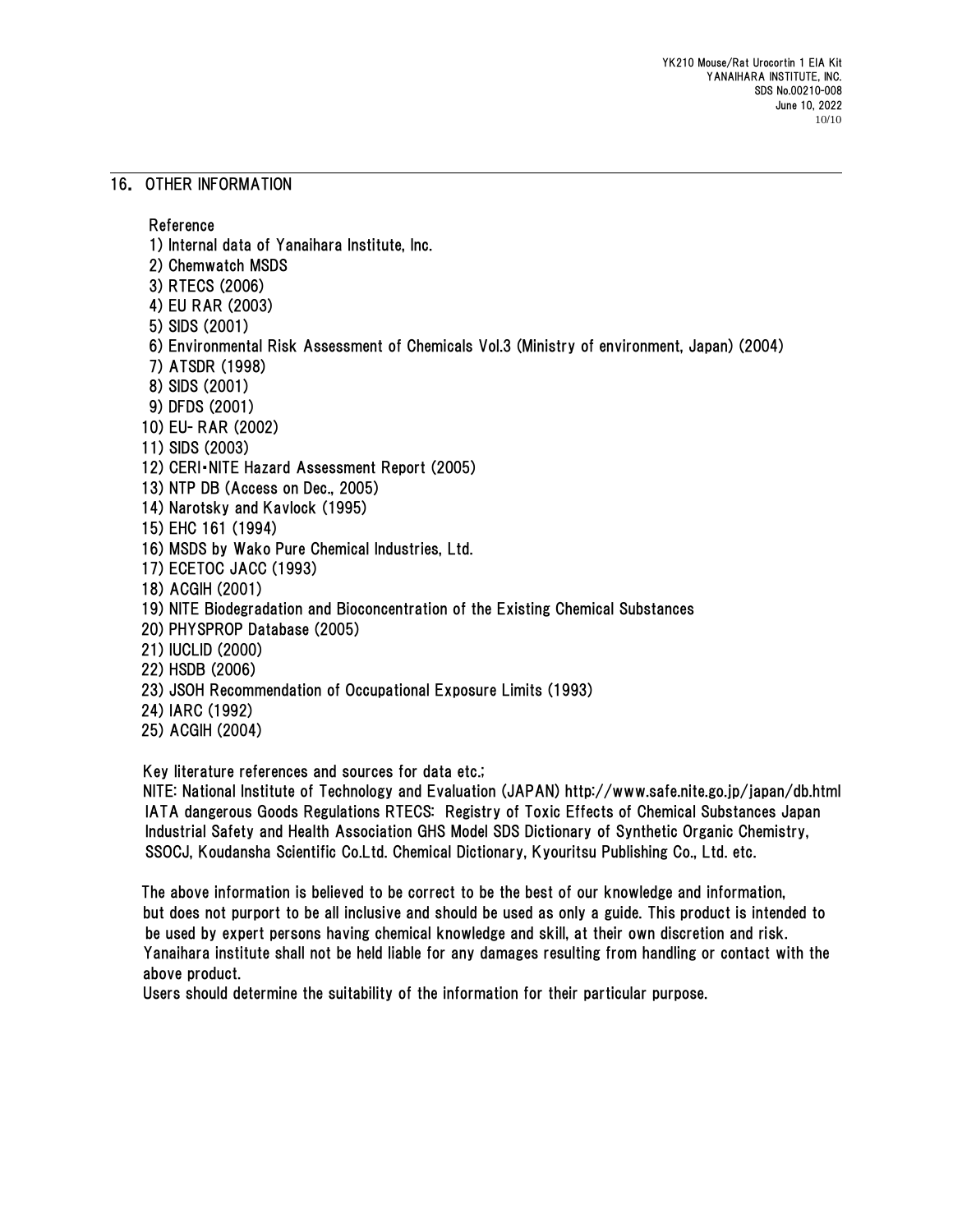## 16. OTHER INFORMATION

Reference

1) Internal data of Yanaihara Institute, Inc.
2) Chemwatch MSDS
3) RTECS (2006)
4) EU RAR (2003)
5) SIDS (2001)
6) Environmental Risk Assessment of Chemicals Vol.3 (Ministry of environment, Japan) (2004)
7) ATSDR (1998)
8) SIDS (2001)
9) DFDS (2001)
10) EU- RAR (2002)
11) SIDS (2003)
12) CERI･NITE Hazard Assessment Report (2005)
13) NTP DB (Access on Dec., 2005)
14) Narotsky and Kavlock (1995)
15) EHC 161 (1994)
16) MSDS by Wako Pure Chemical Industries, Ltd.
17) ECETOC JACC (1993)
18) ACGIH (2001)
19) NITE Biodegradation and Bioconcentration of the Existing Chemical Substances
20) PHYSPROP Database (2005)
21) IUCLID (2000)
22) HSDB (2006)
23) JSOH Recommendation of Occupational Exposure Limits (1993)
24) IARC (1992)
25) ACGIH (2004)

Key literature references and sources for data etc.;
NITE: National Institute of Technology and Evaluation (JAPAN) http://www.safe.nite.go.jp/japan/db.html IATA dangerous Goods Regulations RTECS: Registry of Toxic Effects of Chemical Substances Japan Industrial Safety and Health Association GHS Model SDS Dictionary of Synthetic Organic Chemistry, SSOCJ, Koudansha Scientific Co.Ltd. Chemical Dictionary, Kyouritsu Publishing Co., Ltd. etc.

The above information is believed to be correct to be the best of our knowledge and information, but does not purport to be all inclusive and should be used as only a guide. This product is intended to be used by expert persons having chemical knowledge and skill, at their own discretion and risk. Yanaihara institute shall not be held liable for any damages resulting from handling or contact with the above product.
Users should determine the suitability of the information for their particular purpose.